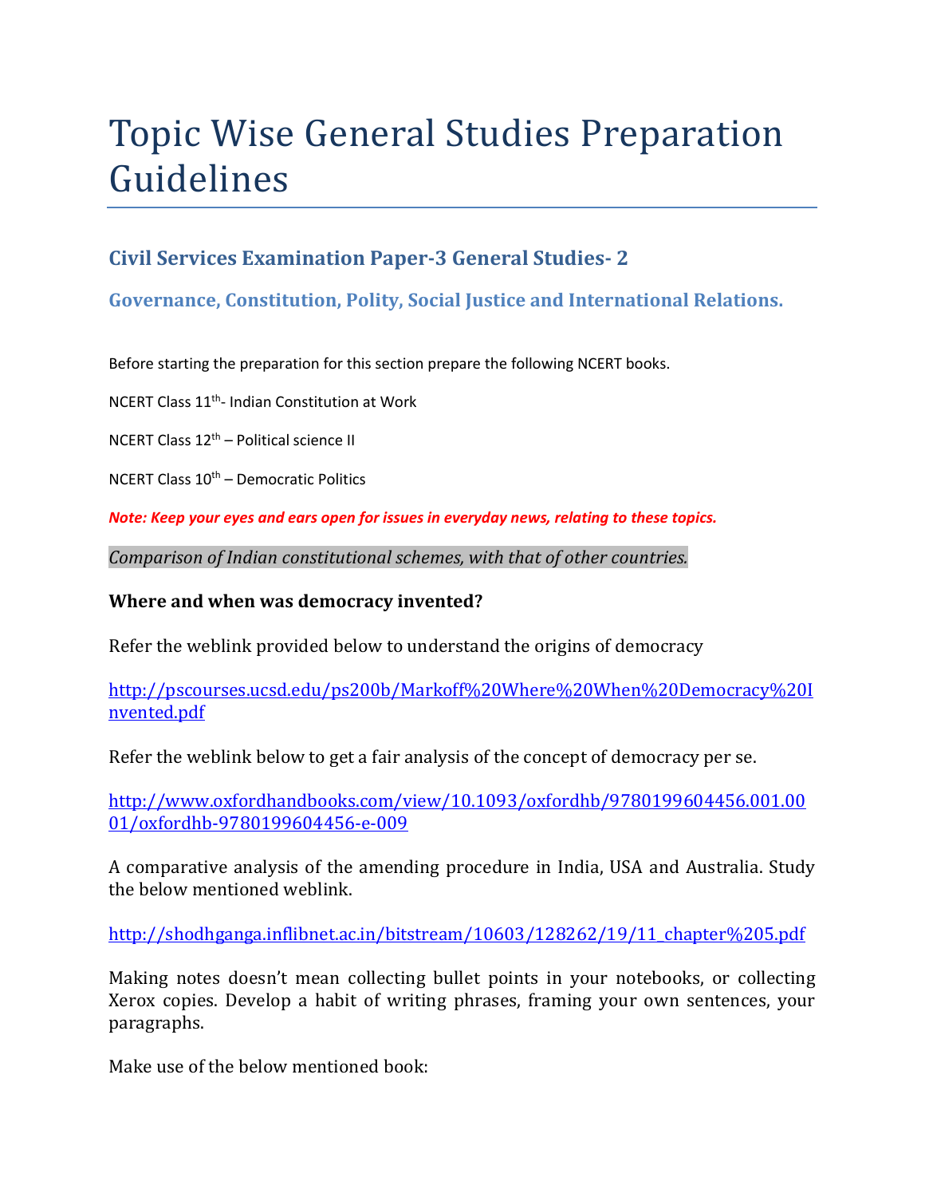# Topic Wise General Studies Preparation Guidelines

### Civil Services Examination Paper-3 General Studies- 2

### Governance, Constitution, Polity, Social Justice and International Relations.

Before starting the preparation for this section prepare the following NCERT books.

NCERT Class 11th- Indian Constitution at Work

NCERT Class 12th – Political science II

NCERT Class 10th – Democratic Politics

***Note: Keep your eyes and ears open for issues in everyday news, relating to these topics.***

*Comparison of Indian constitutional schemes, with that of other countries.*

**Where and when was democracy invented?**

Refer the weblink provided below to understand the origins of democracy

http://pscourses.ucsd.edu/ps200b/Markoff%20Where%20When%20Democracy%20Invented.pdf

Refer the weblink below to get a fair analysis of the concept of democracy per se.

http://www.oxfordhandbooks.com/view/10.1093/oxfordhb/9780199604456.001.0001/oxfordhb-9780199604456-e-009

A comparative analysis of the amending procedure in India, USA and Australia. Study the below mentioned weblink.

http://shodhganga.inflibnet.ac.in/bitstream/10603/128262/19/11_chapter%205.pdf

Making notes doesn't mean collecting bullet points in your notebooks, or collecting Xerox copies. Develop a habit of writing phrases, framing your own sentences, your paragraphs.

Make use of the below mentioned book: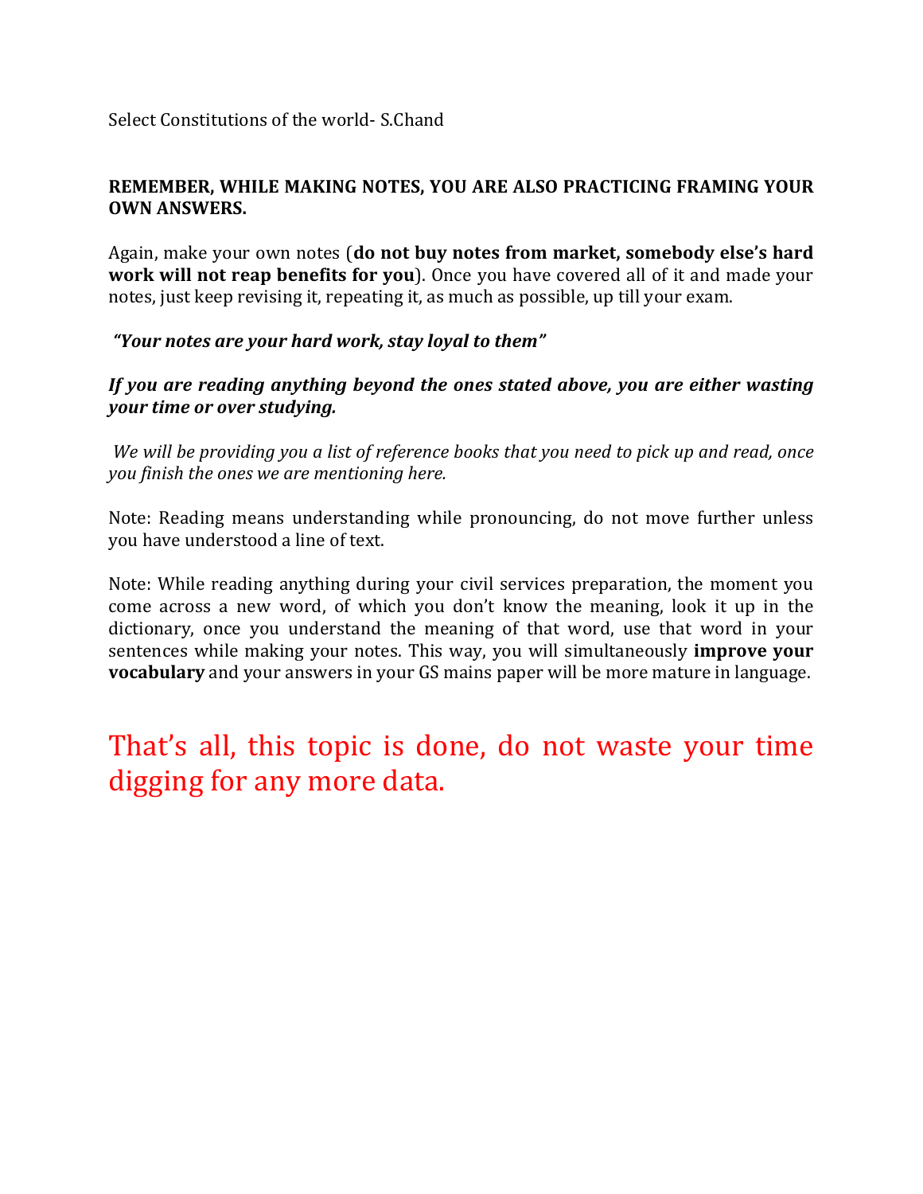Select Constitutions of the world- S.Chand

**REMEMBER, WHILE MAKING NOTES, YOU ARE ALSO PRACTICING FRAMING YOUR OWN ANSWERS.**

Again, make your own notes (**do not buy notes from market, somebody else's hard work will not reap benefits for you**). Once you have covered all of it and made your notes, just keep revising it, repeating it, as much as possible, up till your exam.

***"Your notes are your hard work, stay loyal to them"***

***If you are reading anything beyond the ones stated above, you are either wasting your time or over studying.***

*We will be providing you a list of reference books that you need to pick up and read, once you finish the ones we are mentioning here.*

Note: Reading means understanding while pronouncing, do not move further unless you have understood a line of text.

Note: While reading anything during your civil services preparation, the moment you come across a new word, of which you don't know the meaning, look it up in the dictionary, once you understand the meaning of that word, use that word in your sentences while making your notes. This way, you will simultaneously **improve your vocabulary** and your answers in your GS mains paper will be more mature in language.

That's all, this topic is done, do not waste your time digging for any more data.